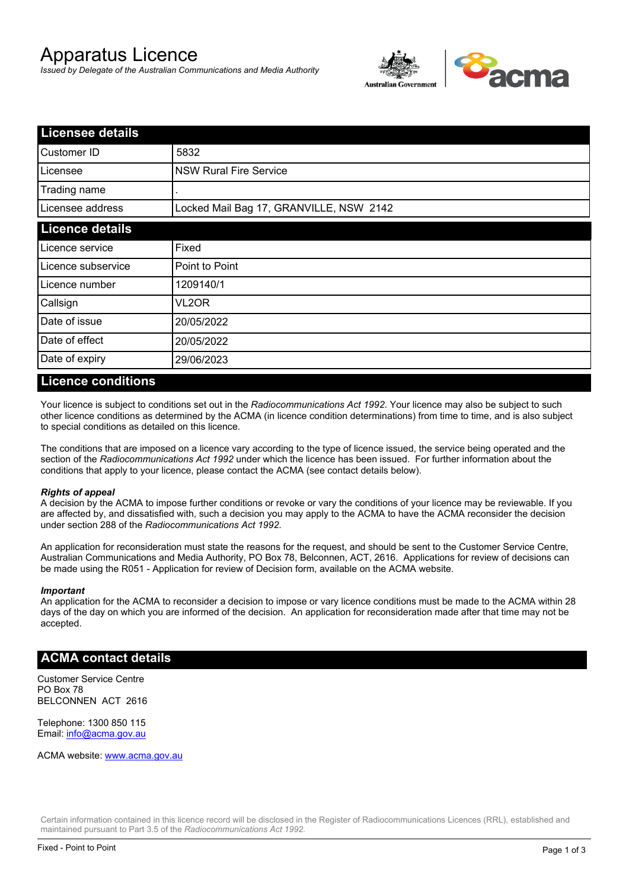# Apparatus Licence

*Issued by Delegate of the Australian Communications and Media Authority*

## Licensee details

| | |
|---|---|
| Customer ID | 5832 |
| Licensee | NSW Rural Fire Service |
| Trading name | . |
| Licensee address | Locked Mail Bag 17, GRANVILLE, NSW 2142 |

## Licence details

| | |
|---|---|
| Licence service | Fixed |
| Licence subservice | Point to Point |
| Licence number | 1209140/1 |
| Callsign | VL2OR |
| Date of issue | 20/05/2022 |
| Date of effect | 20/05/2022 |
| Date of expiry | 29/06/2023 |

## Licence conditions

Your licence is subject to conditions set out in the *Radiocommunications Act 1992*. Your licence may also be subject to such other licence conditions as determined by the ACMA (in licence condition determinations) from time to time, and is also subject to special conditions as detailed on this licence.

The conditions that are imposed on a licence vary according to the type of licence issued, the service being operated and the section of the *Radiocommunications Act 1992* under which the licence has been issued. For further information about the conditions that apply to your licence, please contact the ACMA (see contact details below).

***Rights of appeal***

A decision by the ACMA to impose further conditions or revoke or vary the conditions of your licence may be reviewable. If you are affected by, and dissatisfied with, such a decision you may apply to the ACMA to have the ACMA reconsider the decision under section 288 of the *Radiocommunications Act 1992*.

An application for reconsideration must state the reasons for the request, and should be sent to the Customer Service Centre, Australian Communications and Media Authority, PO Box 78, Belconnen, ACT, 2616. Applications for review of decisions can be made using the R051 - Application for review of Decision form, available on the ACMA website.

***Important***

An application for the ACMA to reconsider a decision to impose or vary licence conditions must be made to the ACMA within 28 days of the day on which you are informed of the decision. An application for reconsideration made after that time may not be accepted.

## ACMA contact details

Customer Service Centre
PO Box 78
BELCONNEN ACT 2616

Telephone: 1300 850 115
Email: info@acma.gov.au

ACMA website: www.acma.gov.au

Certain information contained in this licence record will be disclosed in the Register of Radiocommunications Licences (RRL), established and maintained pursuant to Part 3.5 of the *Radiocommunications Act 1992*.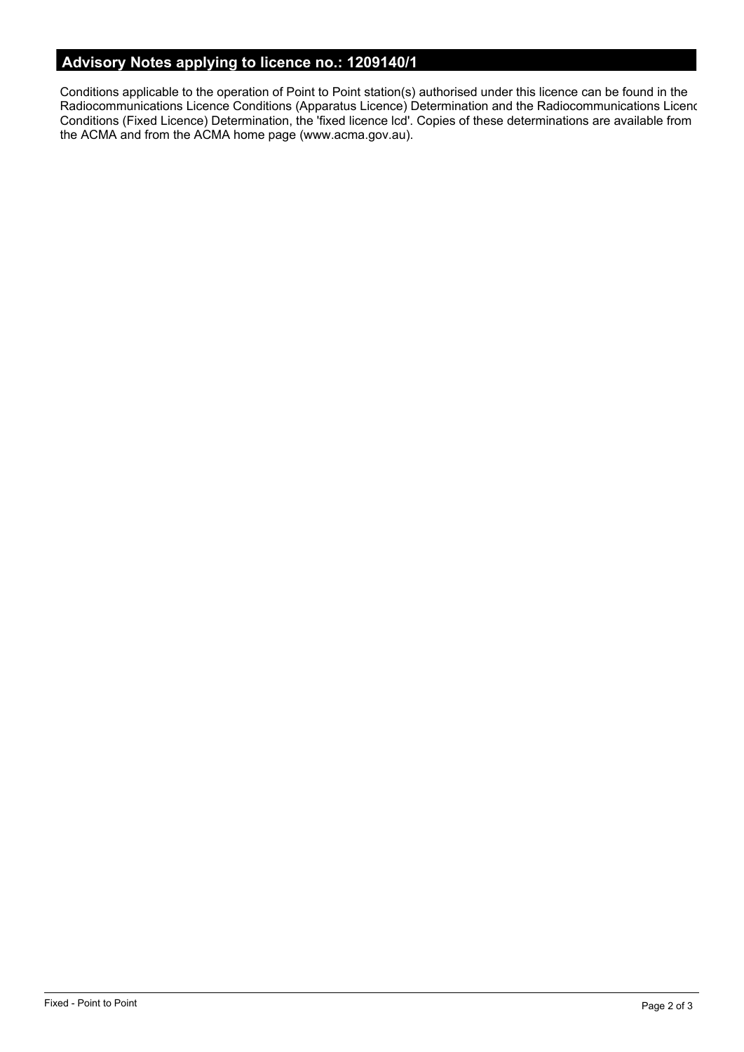## Advisory Notes applying to licence no.: 1209140/1

Conditions applicable to the operation of Point to Point station(s) authorised under this licence can be found in the Radiocommunications Licence Conditions (Apparatus Licence) Determination and the Radiocommunications Licenc Conditions (Fixed Licence) Determination, the 'fixed licence lcd'. Copies of these determinations are available from the ACMA and from the ACMA home page (www.acma.gov.au).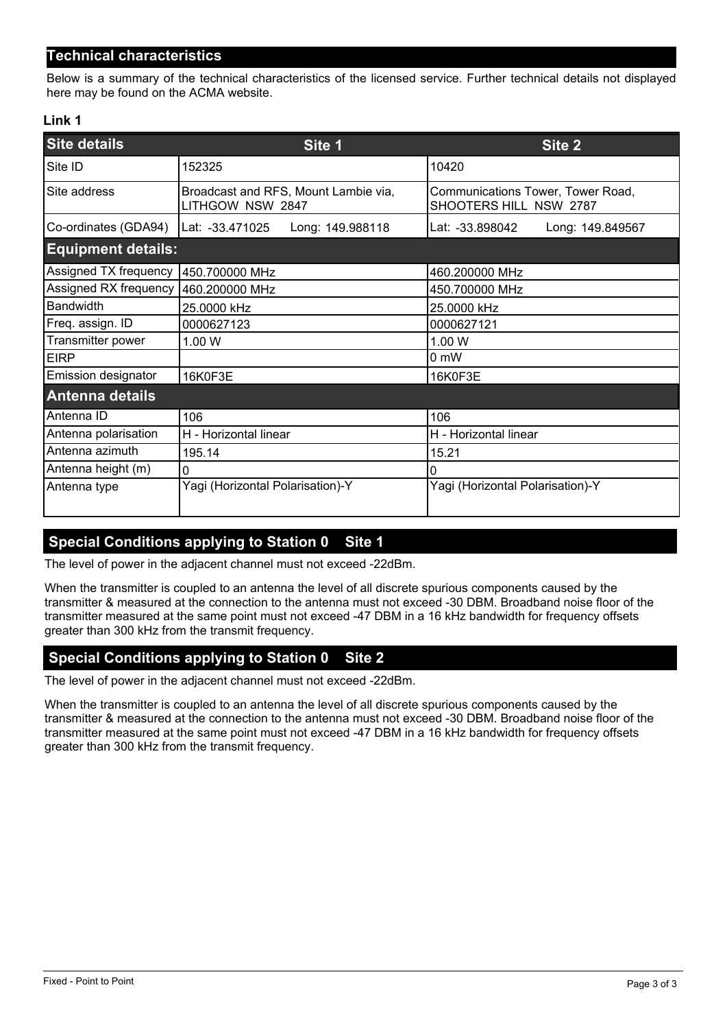## Technical characteristics

Below is a summary of the technical characteristics of the licensed service. Further technical details not displayed here may be found on the ACMA website.

**Link 1**

| Site details | Site 1 | Site 2 |
|---|---|---|
| Site ID | 152325 | 10420 |
| Site address | Broadcast and RFS, Mount Lambie via, LITHGOW NSW 2847 | Communications Tower, Tower Road, SHOOTERS HILL NSW 2787 |
| Co-ordinates (GDA94) | Lat: -33.471025 Long: 149.988118 | Lat: -33.898042 Long: 149.849567 |
| **Equipment details:** | | |
| Assigned TX frequency | 450.700000 MHz | 460.200000 MHz |
| Assigned RX frequency | 460.200000 MHz | 450.700000 MHz |
| Bandwidth | 25.0000 kHz | 25.0000 kHz |
| Freq. assign. ID | 0000627123 | 0000627121 |
| Transmitter power | 1.00 W | 1.00 W |
| EIRP | | 0 mW |
| Emission designator | 16K0F3E | 16K0F3E |
| **Antenna details** | | |
| Antenna ID | 106 | 106 |
| Antenna polarisation | H - Horizontal linear | H - Horizontal linear |
| Antenna azimuth | 195.14 | 15.21 |
| Antenna height (m) | 0 | 0 |
| Antenna type | Yagi (Horizontal Polarisation)-Y | Yagi (Horizontal Polarisation)-Y |

## Special Conditions applying to Station 0 Site 1

The level of power in the adjacent channel must not exceed -22dBm.

When the transmitter is coupled to an antenna the level of all discrete spurious components caused by the transmitter & measured at the connection to the antenna must not exceed -30 DBM. Broadband noise floor of the transmitter measured at the same point must not exceed -47 DBM in a 16 kHz bandwidth for frequency offsets greater than 300 kHz from the transmit frequency.

## Special Conditions applying to Station 0 Site 2

The level of power in the adjacent channel must not exceed -22dBm.

When the transmitter is coupled to an antenna the level of all discrete spurious components caused by the transmitter & measured at the connection to the antenna must not exceed -30 DBM. Broadband noise floor of the transmitter measured at the same point must not exceed -47 DBM in a 16 kHz bandwidth for frequency offsets greater than 300 kHz from the transmit frequency.

Fixed - Point to Point